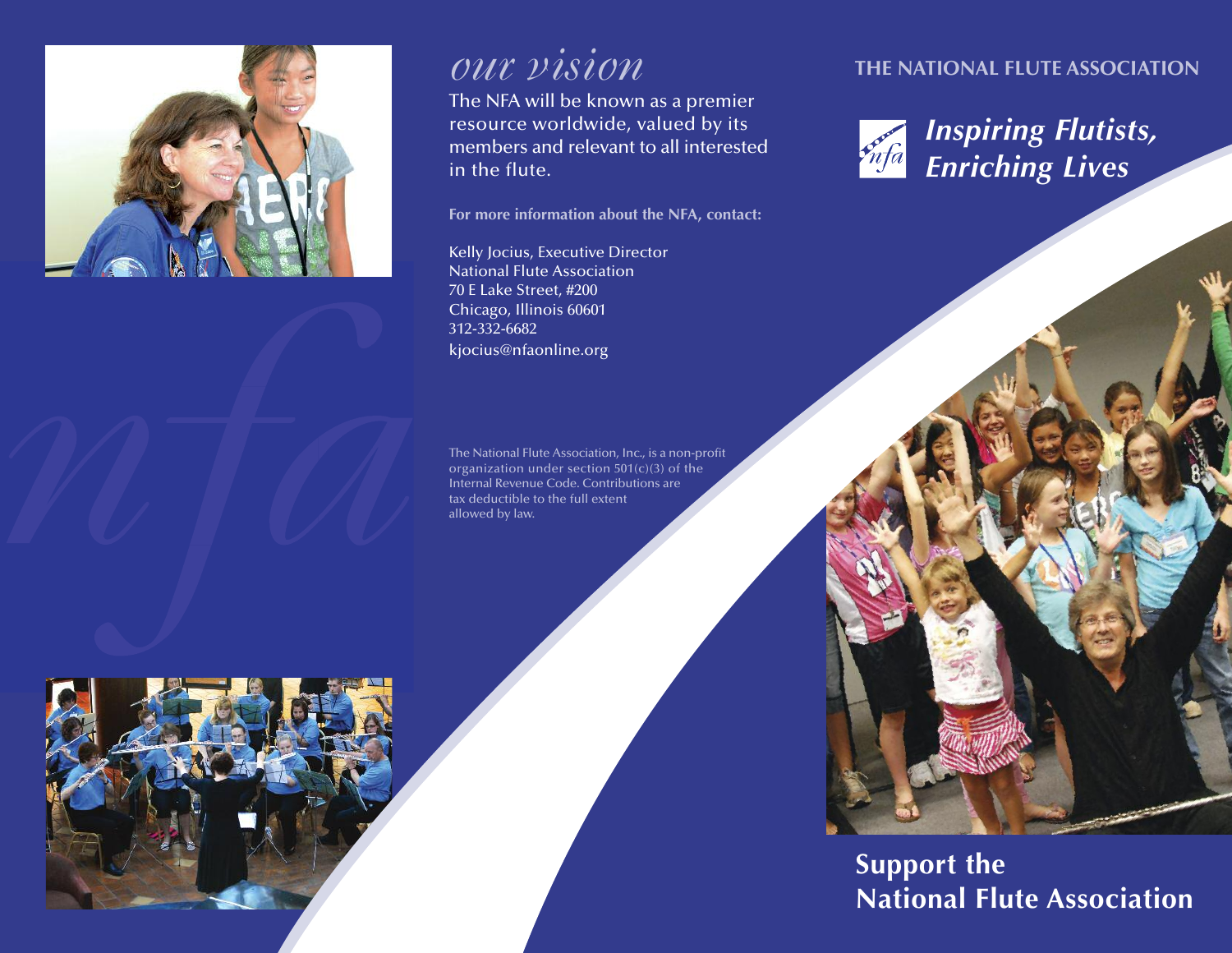## our vision

The NFA will be known as a premier resource worldwide, valued by its members and relevant to all interested in the flute.

**For more information about the NFA, contact:**

Kelly Jocius, Executive Director
National Flute Association
70 E Lake Street, #200
Chicago, Illinois 60601
312-332-6682
kjocius@nfaonline.org

The National Flute Association, Inc., is a non-profit organization under section 501(c)(3) of the Internal Revenue Code. Contributions are tax deductible to the full extent allowed by law.

# THE NATIONAL FLUTE ASSOCIATION

***Inspiring Flutists, Enriching Lives***

## Support the National Flute Association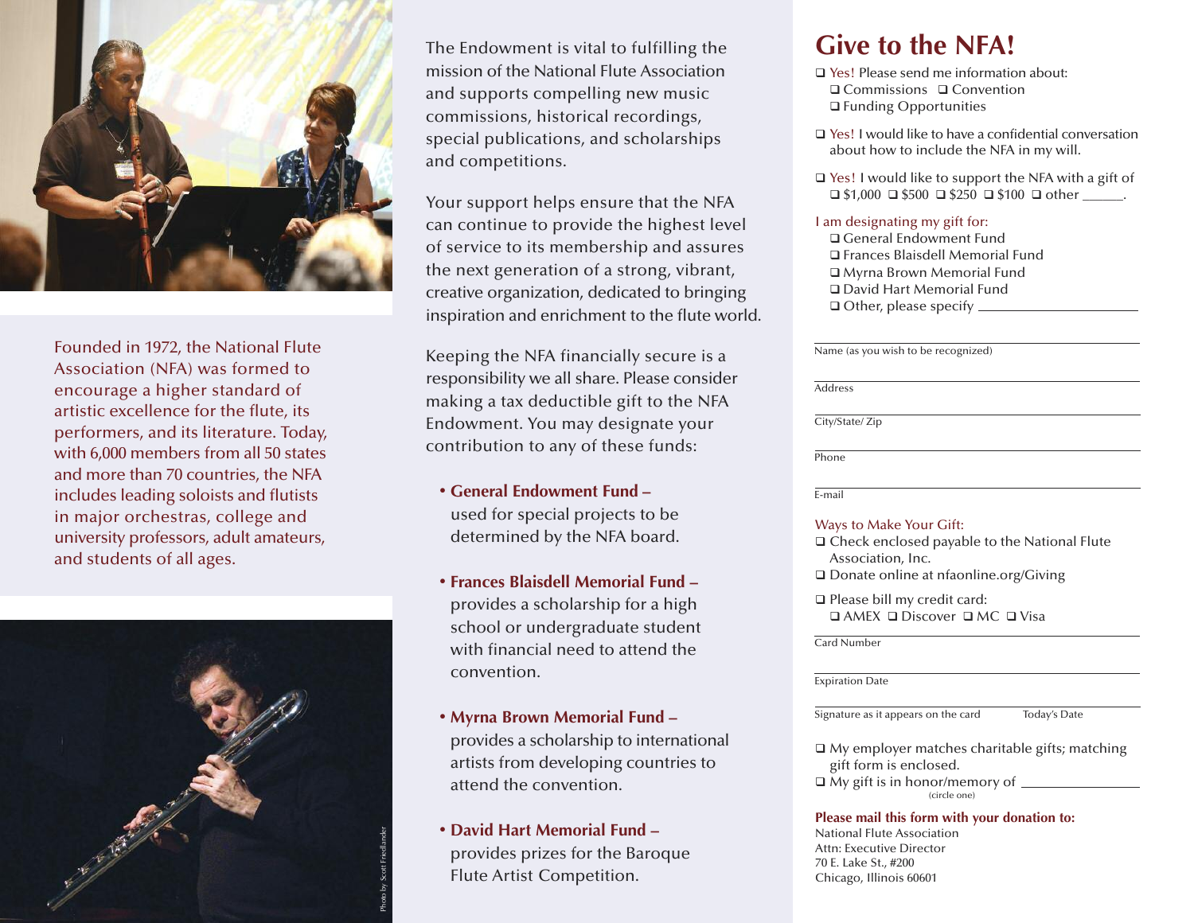Founded in 1972, the National Flute Association (NFA) was formed to encourage a higher standard of artistic excellence for the flute, its performers, and its literature. Today, with 6,000 members from all 50 states and more than 70 countries, the NFA includes leading soloists and flutists in major orchestras, college and university professors, adult amateurs, and students of all ages.

Photo by Scott Friedlander

The Endowment is vital to fulfilling the mission of the National Flute Association and supports compelling new music commissions, historical recordings, special publications, and scholarships and competitions.

Your support helps ensure that the NFA can continue to provide the highest level of service to its membership and assures the next generation of a strong, vibrant, creative organization, dedicated to bringing inspiration and enrichment to the flute world.

Keeping the NFA financially secure is a responsibility we all share. Please consider making a tax deductible gift to the NFA Endowment. You may designate your contribution to any of these funds:

- **General Endowment Fund –** used for special projects to be determined by the NFA board.
- **Frances Blaisdell Memorial Fund –** provides a scholarship for a high school or undergraduate student with financial need to attend the convention.
- **Myrna Brown Memorial Fund –** provides a scholarship to international artists from developing countries to attend the convention.
- **David Hart Memorial Fund –** provides prizes for the Baroque Flute Artist Competition.

# Give to the NFA!

❑ Yes! Please send me information about:
❑ Commissions ❑ Convention
❑ Funding Opportunities

❑ Yes! I would like to have a confidential conversation about how to include the NFA in my will.

❑ Yes! I would like to support the NFA with a gift of
❑ $1,000 ❑ $500 ❑ $250 ❑ $100 ❑ other ______.

I am designating my gift for:
❑ General Endowment Fund
❑ Frances Blaisdell Memorial Fund
❑ Myrna Brown Memorial Fund
❑ David Hart Memorial Fund
❑ Other, please specify ____________

Name (as you wish to be recognized)

Address

City/State/ Zip

Phone

E-mail

Ways to Make Your Gift:
❑ Check enclosed payable to the National Flute Association, Inc.
❑ Donate online at nfaonline.org/Giving

❑ Please bill my credit card:
❑ AMEX ❑ Discover ❑ MC ❑ Visa

Card Number

Expiration Date

Signature as it appears on the card    Today's Date

❑ My employer matches charitable gifts; matching gift form is enclosed.
❑ My gift is in honor/memory of ____________
(circle one)

**Please mail this form with your donation to:**
National Flute Association
Attn: Executive Director
70 E. Lake St., #200
Chicago, Illinois 60601